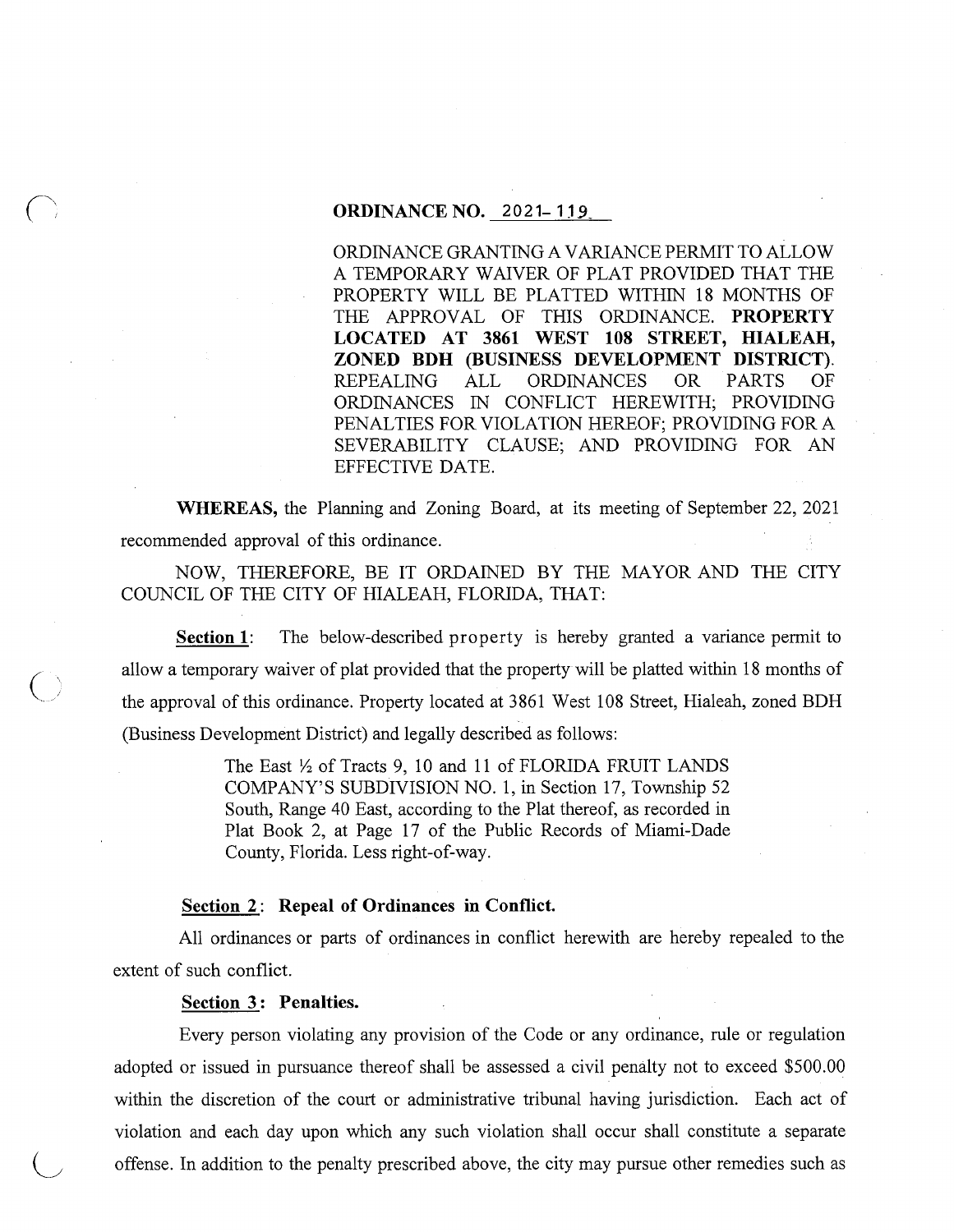**ORDINANCE NO. 2021-119**

ORDINANCE GRANTING A VARIANCE PERMIT TO ALLOW A TEMPORARY WAIVER OF PLAT PROVIDED THAT THE PROPERTY WILL BE PLATTED WITHIN 18 MONTHS OF THE APPROVAL OF THIS ORDINANCE. **PROPERTY LOCATED AT 3861 WEST 108 STREET, HIALEAH, ZONED BDH (BUSINESS DEVELOPMENT DISTRICT).** REPEALING ALL ORDINANCES OR PARTS OF ORDINANCES IN CONFLICT HEREWITH; PROVIDING PENALTIES FOR VIOLATION HEREOF; PROVIDING FOR A SEVERABILITY CLAUSE; AND PROVIDING FOR AN EFFECTIVE DATE.

**WHEREAS,** the Planning and Zoning Board, at its meeting of September 22, 2021 recommended approval of this ordinance.

NOW, THEREFORE, BE IT ORDAINED BY THE MAYOR AND THE CITY COUNCIL OF THE CITY OF HIALEAH, FLORIDA, THAT:

**Section 1**: The below-described property is hereby granted a variance permit to allow a temporary waiver of plat provided that the property will be platted within 18 months of the approval of this ordinance. Property located at 3861 West 108 Street, Hialeah, zoned BDH (Business Development District) and legally described as follows:

> The East ½ of Tracts 9, 10 and 11 of FLORIDA FRUIT LANDS COMPANY'S SUBDIVISION NO. 1, in Section 17, Township 52 South, Range 40 East, according to the Plat thereof, as recorded in Plat Book 2, at Page 17 of the Public Records of Miami-Dade County, Florida. Less right-of-way.

**Section 2: Repeal of Ordinances in Conflict.**

All ordinances or parts of ordinances in conflict herewith are hereby repealed to the extent of such conflict.

**Section 3: Penalties.**

Every person violating any provision of the Code or any ordinance, rule or regulation adopted or issued in pursuance thereof shall be assessed a civil penalty not to exceed $500.00 within the discretion of the court or administrative tribunal having jurisdiction. Each act of violation and each day upon which any such violation shall occur shall constitute a separate offense. In addition to the penalty prescribed above, the city may pursue other remedies such as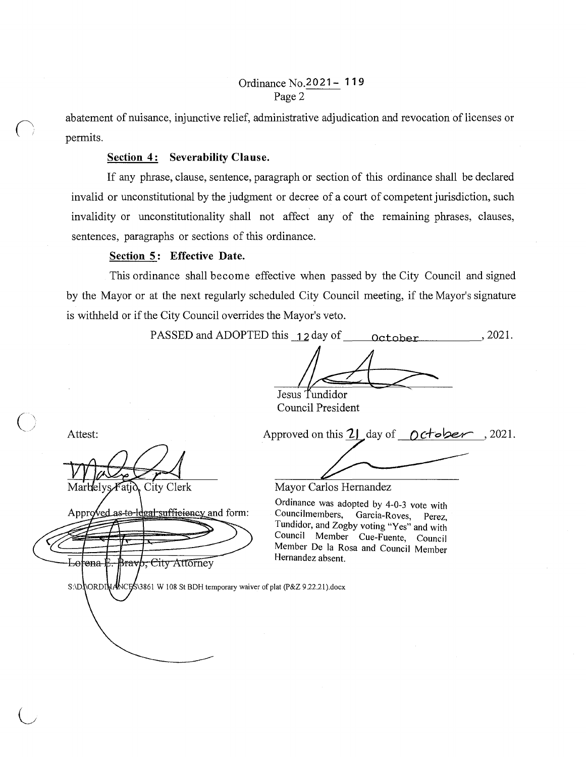Ordinance No.2021- 119

abatement of nuisance, injunctive relief, administrative adjudication and revocation of licenses or permits.

**Section 4: Severability Clause.**

If any phrase, clause, sentence, paragraph or section of this ordinance shall be declared invalid or unconstitutional by the judgment or decree of a court of competent jurisdiction, such invalidity or unconstitutionality shall not affect any of the remaining phrases, clauses, sentences, paragraphs or sections of this ordinance.

**Section 5: Effective Date.**

This ordinance shall become effective when passed by the City Council and signed by the Mayor or at the next regularly scheduled City Council meeting, if the Mayor's signature is withheld or if the City Council overrides the Mayor's veto.

PASSED and ADOPTED this 12 day of October, 2021.

Jesus Tundidor
Council President

Attest:

Marbelys Fatjo, City Clerk

Approved as to legal sufficiency and form:

Lorena E. Bravo, City Attorney

Approved on this 21 day of October, 2021.

Mayor Carlos Hernandez

Ordinance was adopted by 4-0-3 vote with Councilmembers, Garcia-Roves, Perez, Tundidor, and Zogby voting "Yes" and with Council Member Cue-Fuente, Council Member De la Rosa and Council Member Hernandez absent.

S:\DJ\ORDINANCES\3861 W 108 St BDH temporary waiver of plat (P&Z 9.22.21).docx